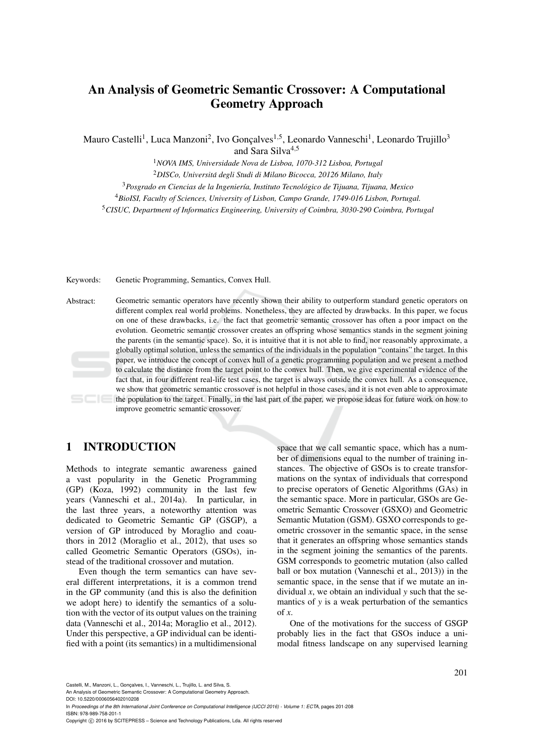# An Analysis of Geometric Semantic Crossover: A Computational Geometry Approach

Mauro Castelli[1], Luca Manzoni[2], Ivo Gonçalves[1,5], Leonardo Vanneschi[1], Leonardo Trujillo[3] and Sara Silva[4,5]

[1]*NOVA IMS, Universidade Nova de Lisboa, 1070-312 Lisboa, Portugal*

[2]*DISCo, Universitá degli Studi di Milano Bicocca, 20126 Milano, Italy*

[3]*Posgrado en Ciencias de la Ingeniería, Instituto Tecnológico de Tijuana, Tijuana, Mexico*

[4]*BioISI, Faculty of Sciences, University of Lisbon, Campo Grande, 1749-016 Lisbon, Portugal.*

[5]*CISUC, Department of Informatics Engineering, University of Coimbra, 3030-290 Coimbra, Portugal*

Keywords: Genetic Programming, Semantics, Convex Hull.

Abstract: Geometric semantic operators have recently shown their ability to outperform standard genetic operators on different complex real world problems. Nonetheless, they are affected by drawbacks. In this paper, we focus on one of these drawbacks, i.e. the fact that geometric semantic crossover has often a poor impact on the evolution. Geometric semantic crossover creates an offspring whose semantics stands in the segment joining the parents (in the semantic space). So, it is intuitive that it is not able to find, nor reasonably approximate, a globally optimal solution, unless the semantics of the individuals in the population "contains" the target. In this paper, we introduce the concept of convex hull of a genetic programming population and we present a method to calculate the distance from the target point to the convex hull. Then, we give experimental evidence of the fact that, in four different real-life test cases, the target is always outside the convex hull. As a consequence, we show that geometric semantic crossover is not helpful in those cases, and it is not even able to approximate the population to the target. Finally, in the last part of the paper, we propose ideas for future work on how to improve geometric semantic crossover.

## 1 INTRODUCTION

Methods to integrate semantic awareness gained a vast popularity in the Genetic Programming (GP) (Koza, 1992) community in the last few years (Vanneschi et al., 2014a). In particular, in the last three years, a noteworthy attention was dedicated to Geometric Semantic GP (GSGP), a version of GP introduced by Moraglio and coauthors in 2012 (Moraglio et al., 2012), that uses so called Geometric Semantic Operators (GSOs), instead of the traditional crossover and mutation.

Even though the term semantics can have several different interpretations, it is a common trend in the GP community (and this is also the definition we adopt here) to identify the semantics of a solution with the vector of its output values on the training data (Vanneschi et al., 2014a; Moraglio et al., 2012). Under this perspective, a GP individual can be identified with a point (its semantics) in a multidimensional space that we call semantic space, which has a number of dimensions equal to the number of training instances. The objective of GSOs is to create transformations on the syntax of individuals that correspond to precise operators of Genetic Algorithms (GAs) in the semantic space. More in particular, GSOs are Geometric Semantic Crossover (GSXO) and Geometric Semantic Mutation (GSM). GSXO corresponds to geometric crossover in the semantic space, in the sense that it generates an offspring whose semantics stands in the segment joining the semantics of the parents. GSM corresponds to geometric mutation (also called ball or box mutation (Vanneschi et al., 2013)) in the semantic space, in the sense that if we mutate an individual $x$, we obtain an individual $y$ such that the semantics of $y$ is a weak perturbation of the semantics of $x$.

One of the motivations for the success of GSGP probably lies in the fact that GSOs induce a unimodal fitness landscape on any supervised learning

Castelli, M., Manzoni, L., Gonçalves, I., Vanneschi, L., Trujillo, L. and Silva, S.
An Analysis of Geometric Semantic Crossover: A Computational Geometry Approach.
DOI: 10.5220/0006056402010208
In *Proceedings of the 8th International Joint Conference on Computational Intelligence (IJCCI 2016) - Volume 1: ECTA*, pages 201-208
ISBN: 978-989-758-201-1
Copyright © 2016 by SCITEPRESS – Science and Technology Publications, Lda. All rights reserved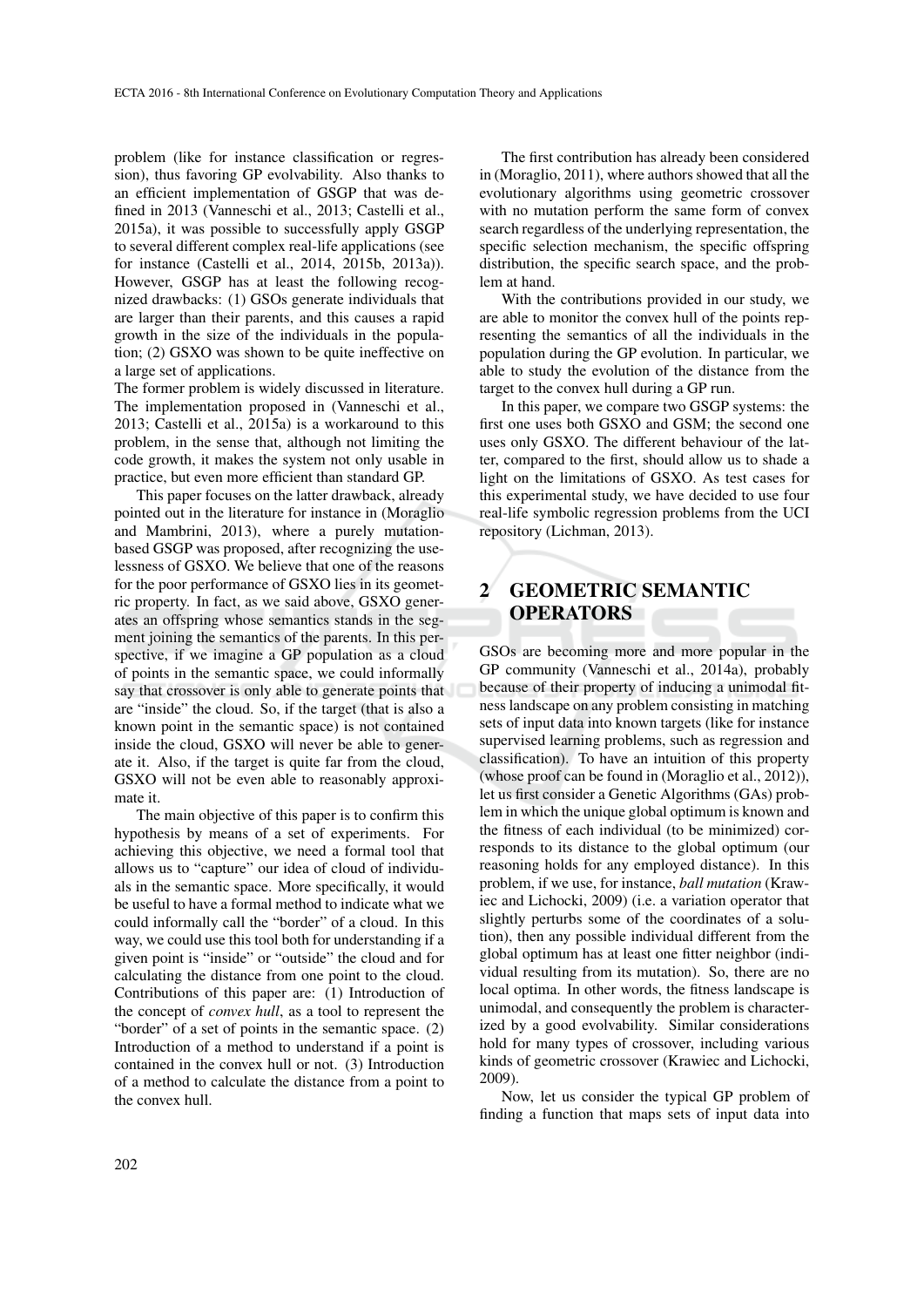problem (like for instance classification or regression), thus favoring GP evolvability. Also thanks to an efficient implementation of GSGP that was defined in 2013 (Vanneschi et al., 2013; Castelli et al., 2015a), it was possible to successfully apply GSGP to several different complex real-life applications (see for instance (Castelli et al., 2014, 2015b, 2013a)). However, GSGP has at least the following recognized drawbacks: (1) GSOs generate individuals that are larger than their parents, and this causes a rapid growth in the size of the individuals in the population; (2) GSXO was shown to be quite ineffective on a large set of applications.

The former problem is widely discussed in literature. The implementation proposed in (Vanneschi et al., 2013; Castelli et al., 2015a) is a workaround to this problem, in the sense that, although not limiting the code growth, it makes the system not only usable in practice, but even more efficient than standard GP.

This paper focuses on the latter drawback, already pointed out in the literature for instance in (Moraglio and Mambrini, 2013), where a purely mutation-based GSGP was proposed, after recognizing the uselessness of GSXO. We believe that one of the reasons for the poor performance of GSXO lies in its geometric property. In fact, as we said above, GSXO generates an offspring whose semantics stands in the segment joining the semantics of the parents. In this perspective, if we imagine a GP population as a cloud of points in the semantic space, we could informally say that crossover is only able to generate points that are "inside" the cloud. So, if the target (that is also a known point in the semantic space) is not contained inside the cloud, GSXO will never be able to generate it. Also, if the target is quite far from the cloud, GSXO will not be even able to reasonably approximate it.

The main objective of this paper is to confirm this hypothesis by means of a set of experiments. For achieving this objective, we need a formal tool that allows us to "capture" our idea of cloud of individuals in the semantic space. More specifically, it would be useful to have a formal method to indicate what we could informally call the "border" of a cloud. In this way, we could use this tool both for understanding if a given point is "inside" or "outside" the cloud and for calculating the distance from one point to the cloud. Contributions of this paper are: (1) Introduction of the concept of *convex hull*, as a tool to represent the "border" of a set of points in the semantic space. (2) Introduction of a method to understand if a point is contained in the convex hull or not. (3) Introduction of a method to calculate the distance from a point to the convex hull.

The first contribution has already been considered in (Moraglio, 2011), where authors showed that all the evolutionary algorithms using geometric crossover with no mutation perform the same form of convex search regardless of the underlying representation, the specific selection mechanism, the specific offspring distribution, the specific search space, and the problem at hand.

With the contributions provided in our study, we are able to monitor the convex hull of the points representing the semantics of all the individuals in the population during the GP evolution. In particular, we able to study the evolution of the distance from the target to the convex hull during a GP run.

In this paper, we compare two GSGP systems: the first one uses both GSXO and GSM; the second one uses only GSXO. The different behaviour of the latter, compared to the first, should allow us to shade a light on the limitations of GSXO. As test cases for this experimental study, we have decided to use four real-life symbolic regression problems from the UCI repository (Lichman, 2013).

## 2 GEOMETRIC SEMANTIC OPERATORS

GSOs are becoming more and more popular in the GP community (Vanneschi et al., 2014a), probably because of their property of inducing a unimodal fitness landscape on any problem consisting in matching sets of input data into known targets (like for instance supervised learning problems, such as regression and classification). To have an intuition of this property (whose proof can be found in (Moraglio et al., 2012)), let us first consider a Genetic Algorithms (GAs) problem in which the unique global optimum is known and the fitness of each individual (to be minimized) corresponds to its distance to the global optimum (our reasoning holds for any employed distance). In this problem, if we use, for instance, *ball mutation* (Krawiec and Lichocki, 2009) (i.e. a variation operator that slightly perturbs some of the coordinates of a solution), then any possible individual different from the global optimum has at least one fitter neighbor (individual resulting from its mutation). So, there are no local optima. In other words, the fitness landscape is unimodal, and consequently the problem is characterized by a good evolvability. Similar considerations hold for many types of crossover, including various kinds of geometric crossover (Krawiec and Lichocki, 2009).

Now, let us consider the typical GP problem of finding a function that maps sets of input data into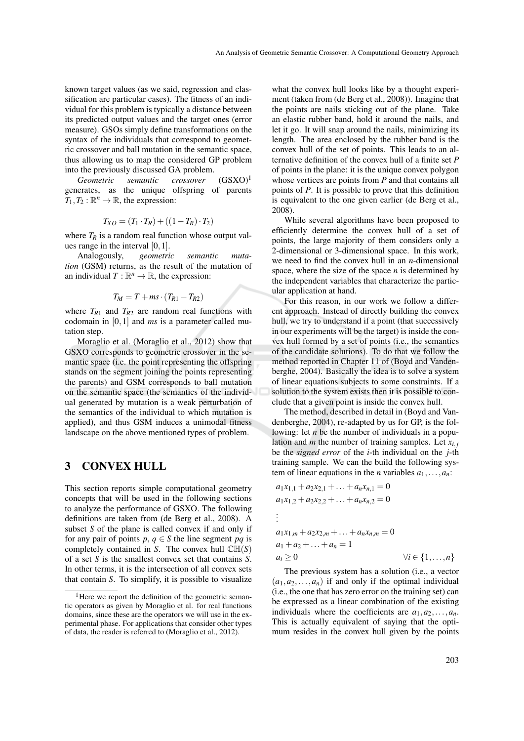known target values (as we said, regression and classification are particular cases). The fitness of an individual for this problem is typically a distance between its predicted output values and the target ones (error measure). GSOs simply define transformations on the syntax of the individuals that correspond to geometric crossover and ball mutation in the semantic space, thus allowing us to map the considered GP problem into the previously discussed GA problem.

*Geometric semantic crossover* (GSXO)[1] generates, as the unique offspring of parents $T_1, T_2 : \mathbb{R}^n \rightarrow \mathbb{R}$, the expression:

$$T_{XO} = (T_1 \cdot T_R) + ((1 - T_R) \cdot T_2)$$

where $T_R$ is a random real function whose output values range in the interval $[0, 1]$.

Analogously, *geometric semantic mutation* (GSM) returns, as the result of the mutation of an individual $T : \mathbb{R}^n \rightarrow \mathbb{R}$, the expression:

$$T_M = T + ms \cdot (T_{R1} - T_{R2})$$

where $T_{R1}$ and $T_{R2}$ are random real functions with codomain in $[0, 1]$ and $ms$ is a parameter called mutation step.

Moraglio et al. (Moraglio et al., 2012) show that GSXO corresponds to geometric crossover in the semantic space (i.e. the point representing the offspring stands on the segment joining the points representing the parents) and GSM corresponds to ball mutation on the semantic space (the semantics of the individual generated by mutation is a weak perturbation of the semantics of the individual to which mutation is applied), and thus GSM induces a unimodal fitness landscape on the above mentioned types of problem.

## 3 CONVEX HULL

This section reports simple computational geometry concepts that will be used in the following sections to analyze the performance of GSXO. The following definitions are taken from (de Berg et al., 2008). A subset $S$ of the plane is called convex if and only if for any pair of points $p, q \in S$ the line segment $pq$ is completely contained in $S$. The convex hull $\mathbb{CH}(S)$ of a set $S$ is the smallest convex set that contains $S$. In other terms, it is the intersection of all convex sets that contain $S$. To simplify, it is possible to visualize what the convex hull looks like by a thought experiment (taken from (de Berg et al., 2008)). Imagine that the points are nails sticking out of the plane. Take an elastic rubber band, hold it around the nails, and let it go. It will snap around the nails, minimizing its length. The area enclosed by the rubber band is the convex hull of the set of points. This leads to an alternative definition of the convex hull of a finite set $P$ of points in the plane: it is the unique convex polygon whose vertices are points from $P$ and that contains all points of $P$. It is possible to prove that this definition is equivalent to the one given earlier (de Berg et al., 2008).

While several algorithms have been proposed to efficiently determine the convex hull of a set of points, the large majority of them considers only a 2-dimensional or 3-dimensional space. In this work, we need to find the convex hull in an $n$-dimensional space, where the size of the space $n$ is determined by the independent variables that characterize the particular application at hand.

For this reason, in our work we follow a different approach. Instead of directly building the convex hull, we try to understand if a point (that successively in our experiments will be the target) is inside the convex hull formed by a set of points (i.e., the semantics of the candidate solutions). To do that we follow the method reported in Chapter 11 of (Boyd and Vandenberghe, 2004). Basically the idea is to solve a system of linear equations subjects to some constraints. If a solution to the system exists then it is possible to conclude that a given point is inside the convex hull.

The method, described in detail in (Boyd and Vandenberghe, 2004), re-adapted by us for GP, is the following: let $n$ be the number of individuals in a population and $m$ the number of training samples. Let $x_{i,j}$ be the *signed error* of the $i$-th individual on the $j$-th training sample. We can the build the following system of linear equations in the $n$ variables $a_1, \ldots, a_n$:

$$
\begin{aligned}
&a_1x_{1,1} + a_2x_{2,1} + \ldots + a_nx_{n,1} = 0 \\
&a_1x_{1,2} + a_2x_{2,2} + \ldots + a_nx_{n,2} = 0 \\
&\vdots \\
&a_1x_{1,m} + a_2x_{2,m} + \ldots + a_nx_{n,m} = 0 \\
&a_1 + a_2 + \ldots + a_n = 1 \\
&a_i \geq 0 \qquad \forall i \in \{1, \ldots, n\}
\end{aligned}
$$

The previous system has a solution (i.e., a vector $(a_1, a_2, \ldots, a_n)$ if and only if the optimal individual (i.e., the one that has zero error on the training set) can be expressed as a linear combination of the existing individuals where the coefficients are $a_1, a_2, \ldots, a_n$. This is actually equivalent of saying that the optimum resides in the convex hull given by the points

[1]Here we report the definition of the geometric semantic operators as given by Moraglio et al. for real functions domains, since these are the operators we will use in the experimental phase. For applications that consider other types of data, the reader is referred to (Moraglio et al., 2012).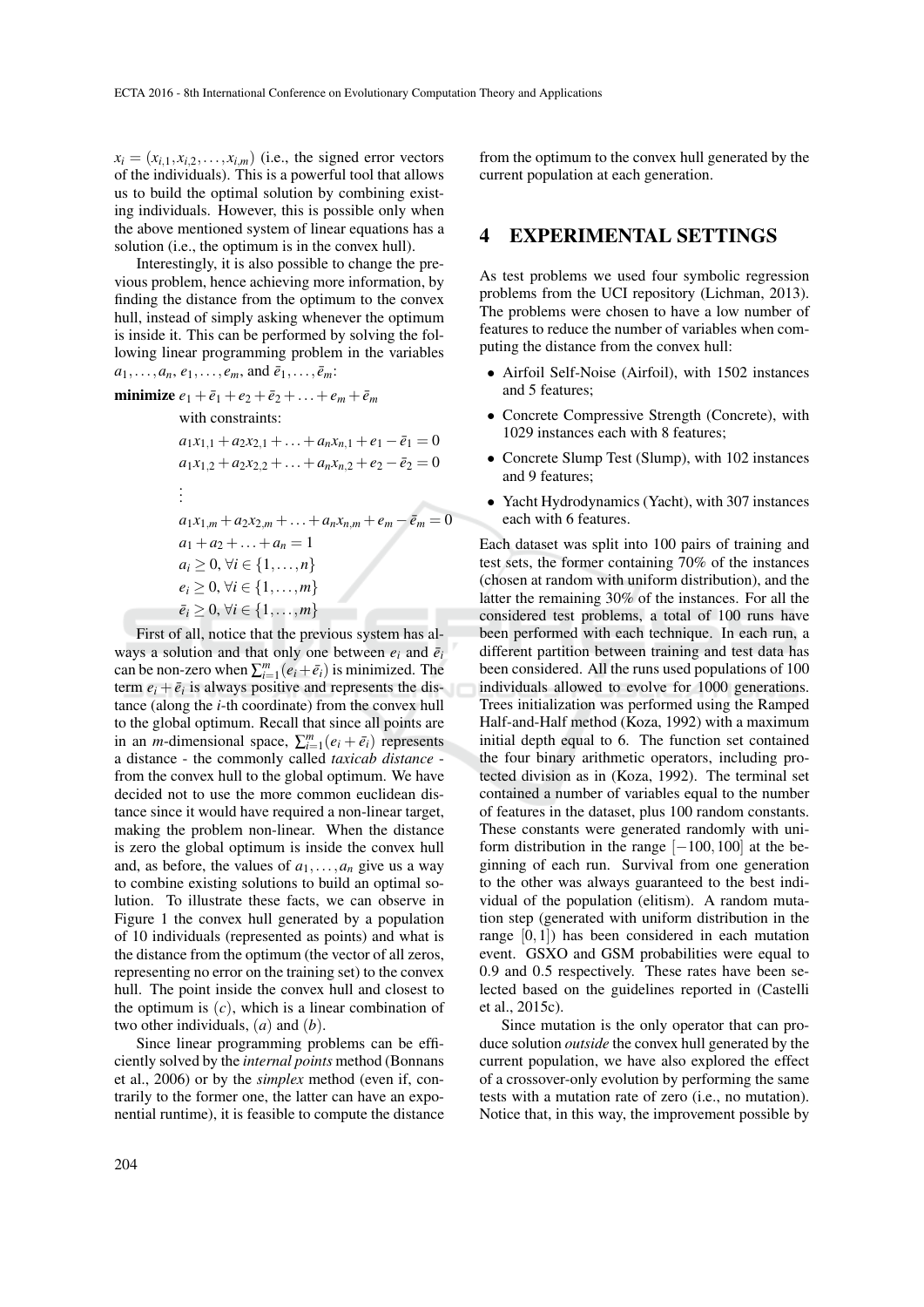$x_i = (x_{i,1}, x_{i,2}, \ldots, x_{i,m})$ (i.e., the signed error vectors of the individuals). This is a powerful tool that allows us to build the optimal solution by combining existing individuals. However, this is possible only when the above mentioned system of linear equations has a solution (i.e., the optimum is in the convex hull).

Interestingly, it is also possible to change the previous problem, hence achieving more information, by finding the distance from the optimum to the convex hull, instead of simply asking whenever the optimum is inside it. This can be performed by solving the following linear programming problem in the variables $a_1, \ldots, a_n$, $e_1, \ldots, e_m$, and $\bar{e}_1, \ldots, \bar{e}_m$:

$$\textbf{minimize } e_1 + \bar{e}_1 + e_2 + \bar{e}_2 + \ldots + e_m + \bar{e}_m$$

with constraints:

$$
\begin{aligned}
& a_1 x_{1,1} + a_2 x_{2,1} + \ldots + a_n x_{n,1} + e_1 - \bar{e}_1 = 0 \\
& a_1 x_{1,2} + a_2 x_{2,2} + \ldots + a_n x_{n,2} + e_2 - \bar{e}_2 = 0 \\
& \vdots \\
& a_1 x_{1,m} + a_2 x_{2,m} + \ldots + a_n x_{n,m} + e_m - \bar{e}_m = 0 \\
& a_1 + a_2 + \ldots + a_n = 1 \\
& a_i \geq 0, \forall i \in \{1, \ldots, n\} \\
& e_i \geq 0, \forall i \in \{1, \ldots, m\} \\
& \bar{e}_i \geq 0, \forall i \in \{1, \ldots, m\}
\end{aligned}
$$

First of all, notice that the previous system has always a solution and that only one between $e_i$ and $\bar{e}_i$ can be non-zero when $\sum_{i=1}^{m}(e_i + \bar{e}_i)$ is minimized. The term $e_i + \bar{e}_i$ is always positive and represents the distance (along the $i$-th coordinate) from the convex hull to the global optimum. Recall that since all points are in an $m$-dimensional space, $\sum_{i=1}^{m}(e_i + \bar{e}_i)$ represents a distance - the commonly called *taxicab distance* - from the convex hull to the global optimum. We have decided not to use the more common euclidean distance since it would have required a non-linear target, making the problem non-linear. When the distance is zero the global optimum is inside the convex hull and, as before, the values of $a_1, \ldots, a_n$ give us a way to combine existing solutions to build an optimal solution. To illustrate these facts, we can observe in Figure 1 the convex hull generated by a population of 10 individuals (represented as points) and what is the distance from the optimum (the vector of all zeros, representing no error on the training set) to the convex hull. The point inside the convex hull and closest to the optimum is $(c)$, which is a linear combination of two other individuals, $(a)$ and $(b)$.

Since linear programming problems can be efficiently solved by the *internal points* method (Bonnans et al., 2006) or by the *simplex* method (even if, contrarily to the former one, the latter can have an exponential runtime), it is feasible to compute the distance from the optimum to the convex hull generated by the current population at each generation.

## 4 EXPERIMENTAL SETTINGS

As test problems we used four symbolic regression problems from the UCI repository (Lichman, 2013). The problems were chosen to have a low number of features to reduce the number of variables when computing the distance from the convex hull:

- Airfoil Self-Noise (Airfoil), with 1502 instances and 5 features;
- Concrete Compressive Strength (Concrete), with 1029 instances each with 8 features;
- Concrete Slump Test (Slump), with 102 instances and 9 features;
- Yacht Hydrodynamics (Yacht), with 307 instances each with 6 features.

Each dataset was split into 100 pairs of training and test sets, the former containing 70% of the instances (chosen at random with uniform distribution), and the latter the remaining 30% of the instances. For all the considered test problems, a total of 100 runs have been performed with each technique. In each run, a different partition between training and test data has been considered. All the runs used populations of 100 individuals allowed to evolve for 1000 generations. Trees initialization was performed using the Ramped Half-and-Half method (Koza, 1992) with a maximum initial depth equal to 6. The function set contained the four binary arithmetic operators, including protected division as in (Koza, 1992). The terminal set contained a number of variables equal to the number of features in the dataset, plus 100 random constants. These constants were generated randomly with uniform distribution in the range $[-100, 100]$ at the beginning of each run. Survival from one generation to the other was always guaranteed to the best individual of the population (elitism). A random mutation step (generated with uniform distribution in the range $[0, 1]$) has been considered in each mutation event. GSXO and GSM probabilities were equal to 0.9 and 0.5 respectively. These rates have been selected based on the guidelines reported in (Castelli et al., 2015c).

Since mutation is the only operator that can produce solution *outside* the convex hull generated by the current population, we have also explored the effect of a crossover-only evolution by performing the same tests with a mutation rate of zero (i.e., no mutation). Notice that, in this way, the improvement possible by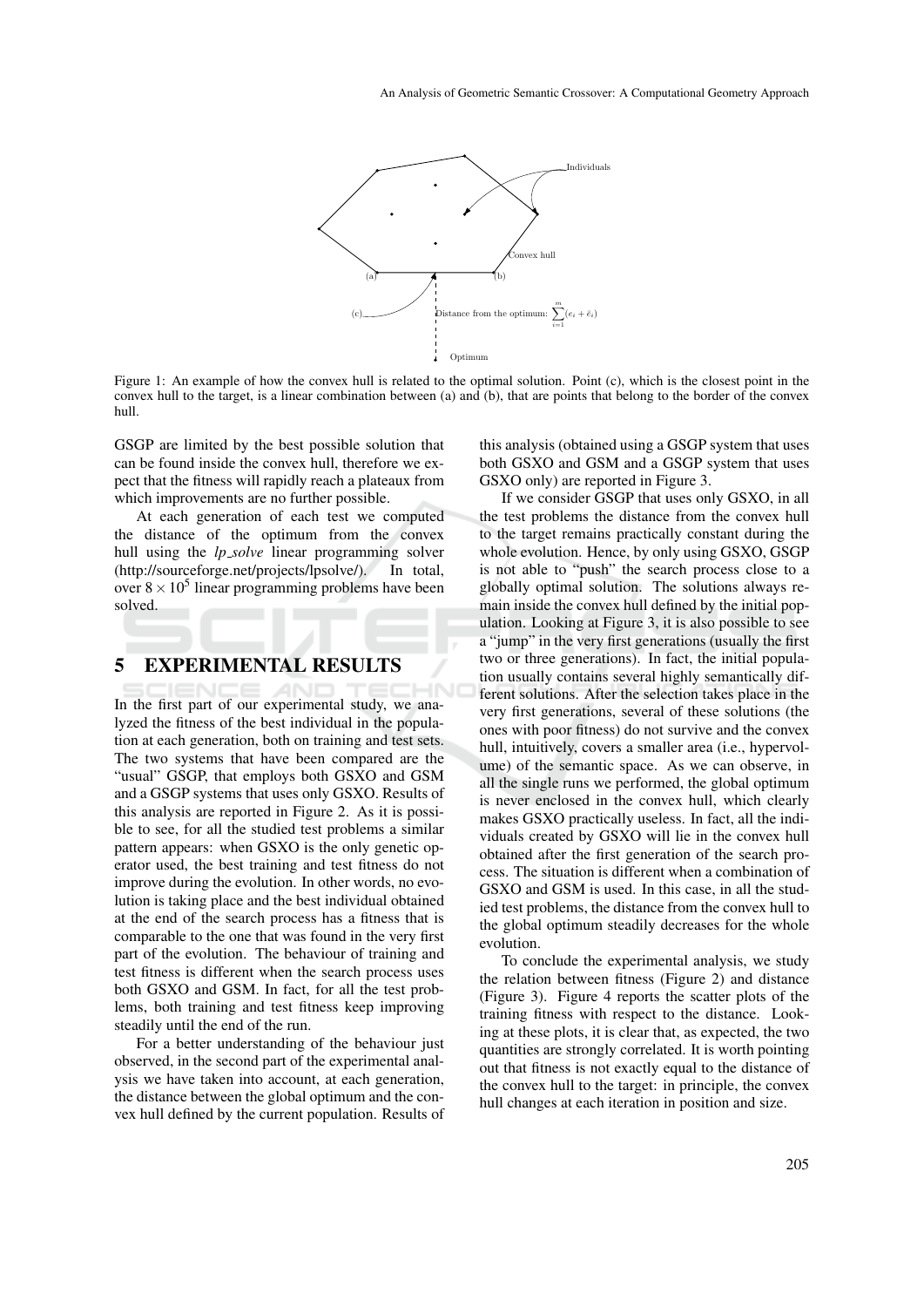Figure 1: An example of how the convex hull is related to the optimal solution. Point (c), which is the closest point in the convex hull to the target, is a linear combination between (a) and (b), that are points that belong to the border of the convex hull.

GSGP are limited by the best possible solution that can be found inside the convex hull, therefore we expect that the fitness will rapidly reach a plateaux from which improvements are no further possible.

At each generation of each test we computed the distance of the optimum from the convex hull using the *lp_solve* linear programming solver (http://sourceforge.net/projects/lpsolve/). In total, over $8 \times 10^5$ linear programming problems have been solved.

## 5 EXPERIMENTAL RESULTS

In the first part of our experimental study, we analyzed the fitness of the best individual in the population at each generation, both on training and test sets. The two systems that have been compared are the "usual" GSGP, that employs both GSXO and GSM and a GSGP systems that uses only GSXO. Results of this analysis are reported in Figure 2. As it is possible to see, for all the studied test problems a similar pattern appears: when GSXO is the only genetic operator used, the best training and test fitness do not improve during the evolution. In other words, no evolution is taking place and the best individual obtained at the end of the search process has a fitness that is comparable to the one that was found in the very first part of the evolution. The behaviour of training and test fitness is different when the search process uses both GSXO and GSM. In fact, for all the test problems, both training and test fitness keep improving steadily until the end of the run.

For a better understanding of the behaviour just observed, in the second part of the experimental analysis we have taken into account, at each generation, the distance between the global optimum and the convex hull defined by the current population. Results of this analysis (obtained using a GSGP system that uses both GSXO and GSM and a GSGP system that uses GSXO only) are reported in Figure 3.

If we consider GSGP that uses only GSXO, in all the test problems the distance from the convex hull to the target remains practically constant during the whole evolution. Hence, by only using GSXO, GSGP is not able to "push" the search process close to a globally optimal solution. The solutions always remain inside the convex hull defined by the initial population. Looking at Figure 3, it is also possible to see a "jump" in the very first generations (usually the first two or three generations). In fact, the initial population usually contains several highly semantically different solutions. After the selection takes place in the very first generations, several of these solutions (the ones with poor fitness) do not survive and the convex hull, intuitively, covers a smaller area (i.e., hypervolume) of the semantic space. As we can observe, in all the single runs we performed, the global optimum is never enclosed in the convex hull, which clearly makes GSXO practically useless. In fact, all the individuals created by GSXO will lie in the convex hull obtained after the first generation of the search process. The situation is different when a combination of GSXO and GSM is used. In this case, in all the studied test problems, the distance from the convex hull to the global optimum steadily decreases for the whole evolution.

To conclude the experimental analysis, we study the relation between fitness (Figure 2) and distance (Figure 3). Figure 4 reports the scatter plots of the training fitness with respect to the distance. Looking at these plots, it is clear that, as expected, the two quantities are strongly correlated. It is worth pointing out that fitness is not exactly equal to the distance of the convex hull to the target: in principle, the convex hull changes at each iteration in position and size.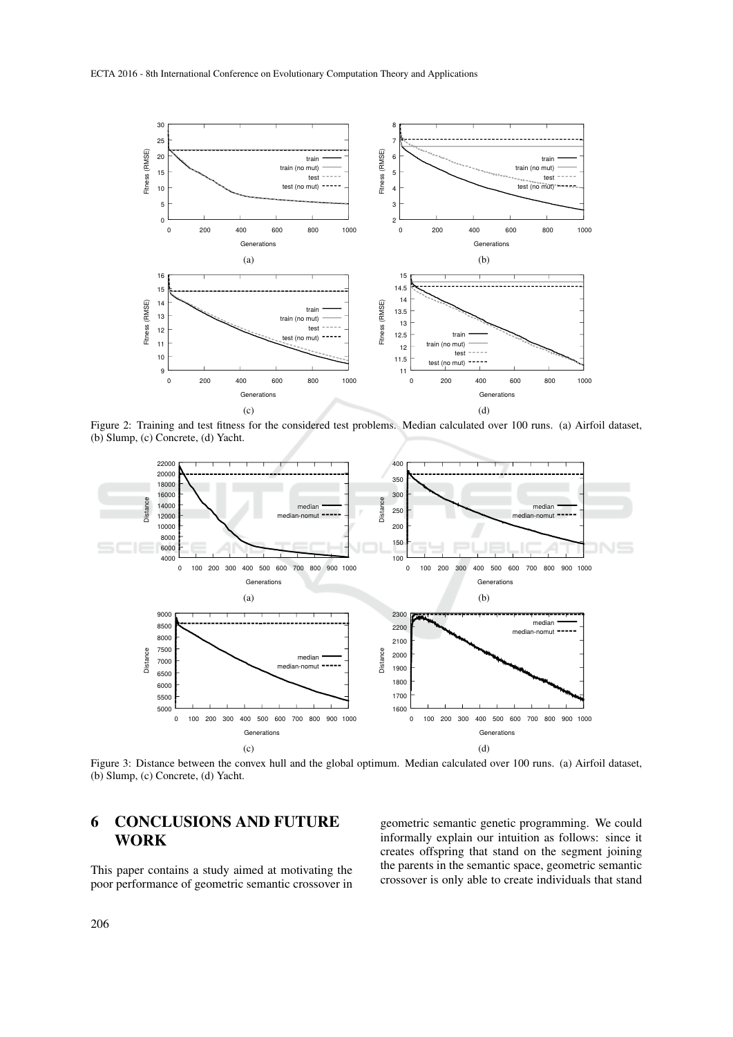Figure 2: Training and test fitness for the considered test problems. Median calculated over 100 runs. (a) Airfoil dataset, (b) Slump, (c) Concrete, (d) Yacht.

Figure 3: Distance between the convex hull and the global optimum. Median calculated over 100 runs. (a) Airfoil dataset, (b) Slump, (c) Concrete, (d) Yacht.

## 6 CONCLUSIONS AND FUTURE WORK

This paper contains a study aimed at motivating the poor performance of geometric semantic crossover in geometric semantic genetic programming. We could informally explain our intuition as follows: since it creates offspring that stand on the segment joining the parents in the semantic space, geometric semantic crossover is only able to create individuals that stand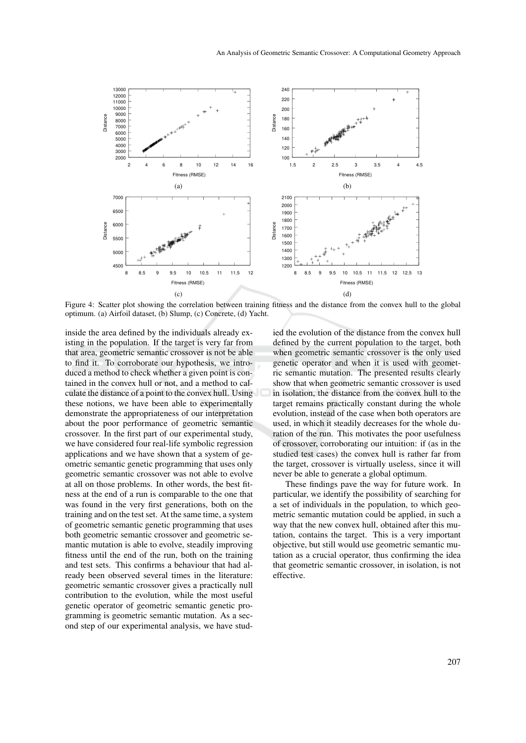Figure 4: Scatter plot showing the correlation between training fitness and the distance from the convex hull to the global optimum. (a) Airfoil dataset, (b) Slump, (c) Concrete, (d) Yacht.

inside the area defined by the individuals already existing in the population. If the target is very far from that area, geometric semantic crossover is not be able to find it. To corroborate our hypothesis, we introduced a method to check whether a given point is contained in the convex hull or not, and a method to calculate the distance of a point to the convex hull. Using these notions, we have been able to experimentally demonstrate the appropriateness of our interpretation about the poor performance of geometric semantic crossover. In the first part of our experimental study, we have considered four real-life symbolic regression applications and we have shown that a system of geometric semantic genetic programming that uses only geometric semantic crossover was not able to evolve at all on those problems. In other words, the best fitness at the end of a run is comparable to the one that was found in the very first generations, both on the training and on the test set. At the same time, a system of geometric semantic genetic programming that uses both geometric semantic crossover and geometric semantic mutation is able to evolve, steadily improving fitness until the end of the run, both on the training and test sets. This confirms a behaviour that had already been observed several times in the literature: geometric semantic crossover gives a practically null contribution to the evolution, while the most useful genetic operator of geometric semantic genetic programming is geometric semantic mutation. As a second step of our experimental analysis, we have studied the evolution of the distance from the convex hull defined by the current population to the target, both when geometric semantic crossover is the only used genetic operator and when it is used with geometric semantic mutation. The presented results clearly show that when geometric semantic crossover is used in isolation, the distance from the convex hull to the target remains practically constant during the whole evolution, instead of the case when both operators are used, in which it steadily decreases for the whole duration of the run. This motivates the poor usefulness of crossover, corroborating our intuition: if (as in the studied test cases) the convex hull is rather far from the target, crossover is virtually useless, since it will never be able to generate a global optimum.

These findings pave the way for future work. In particular, we identify the possibility of searching for a set of individuals in the population, to which geometric semantic mutation could be applied, in such a way that the new convex hull, obtained after this mutation, contains the target. This is a very important objective, but still would use geometric semantic mutation as a crucial operator, thus confirming the idea that geometric semantic crossover, in isolation, is not effective.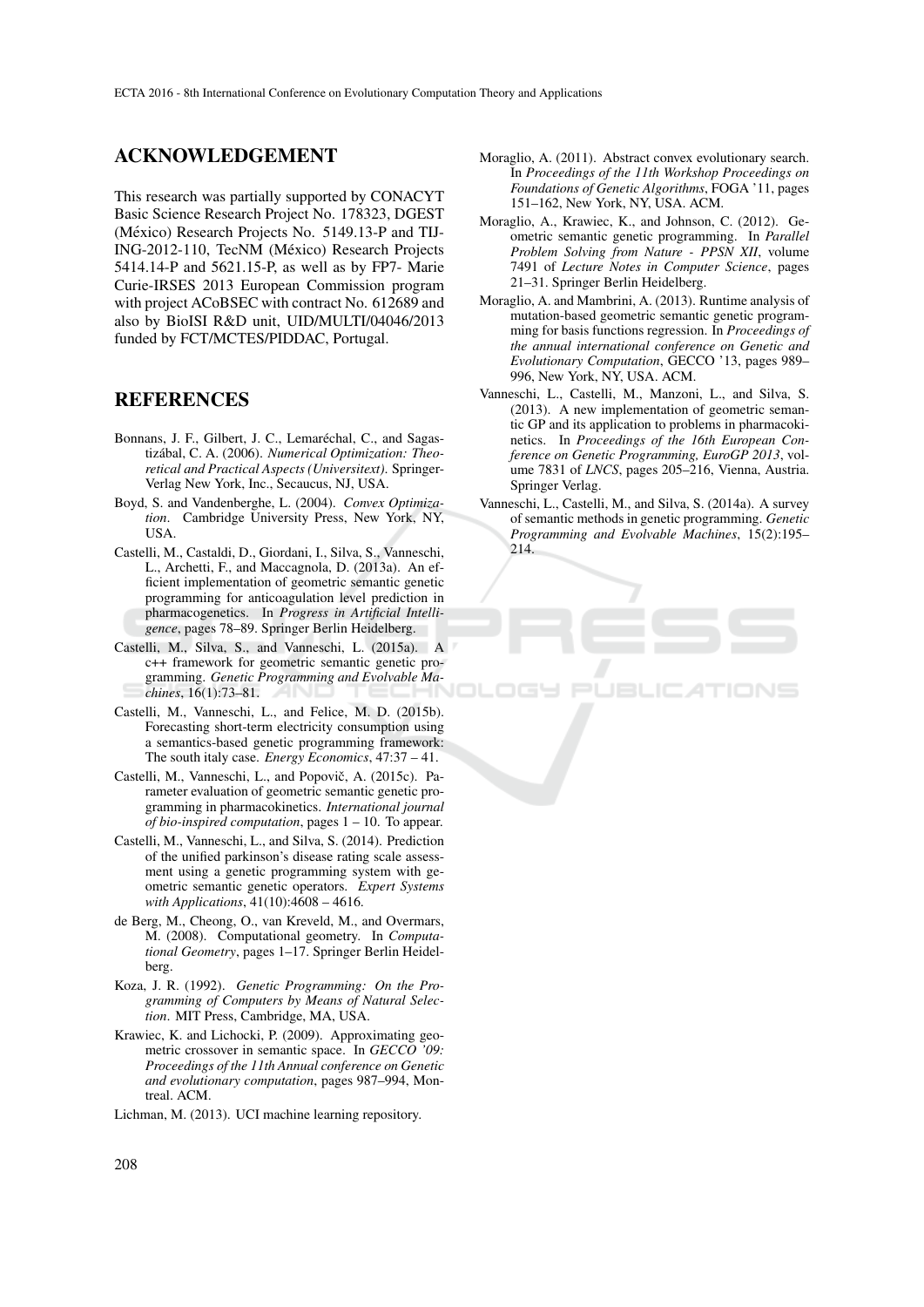## ACKNOWLEDGEMENT

This research was partially supported by CONACYT Basic Science Research Project No. 178323, DGEST (México) Research Projects No. 5149.13-P and TIJ-ING-2012-110, TecNM (México) Research Projects 5414.14-P and 5621.15-P, as well as by FP7- Marie Curie-IRSES 2013 European Commission program with project ACoBSEC with contract No. 612689 and also by BioISI R&D unit, UID/MULTI/04046/2013 funded by FCT/MCTES/PIDDAC, Portugal.

## REFERENCES

Bonnans, J. F., Gilbert, J. C., Lemaréchal, C., and Sagastizábal, C. A. (2006). *Numerical Optimization: Theoretical and Practical Aspects (Universitext)*. Springer-Verlag New York, Inc., Secaucus, NJ, USA.

Boyd, S. and Vandenberghe, L. (2004). *Convex Optimization*. Cambridge University Press, New York, NY, USA.

Castelli, M., Castaldi, D., Giordani, I., Silva, S., Vanneschi, L., Archetti, F., and Maccagnola, D. (2013a). An efficient implementation of geometric semantic genetic programming for anticoagulation level prediction in pharmacogenetics. In *Progress in Artificial Intelligence*, pages 78–89. Springer Berlin Heidelberg.

Castelli, M., Silva, S., and Vanneschi, L. (2015a). A c++ framework for geometric semantic genetic programming. *Genetic Programming and Evolvable Machines*, 16(1):73–81.

Castelli, M., Vanneschi, L., and Felice, M. D. (2015b). Forecasting short-term electricity consumption using a semantics-based genetic programming framework: The south italy case. *Energy Economics*, 47:37 – 41.

Castelli, M., Vanneschi, L., and Popovič, A. (2015c). Parameter evaluation of geometric semantic genetic programming in pharmacokinetics. *International journal of bio-inspired computation*, pages 1 – 10. To appear.

Castelli, M., Vanneschi, L., and Silva, S. (2014). Prediction of the unified parkinson's disease rating scale assessment using a genetic programming system with geometric semantic genetic operators. *Expert Systems with Applications*, 41(10):4608 – 4616.

de Berg, M., Cheong, O., van Kreveld, M., and Overmars, M. (2008). Computational geometry. In *Computational Geometry*, pages 1–17. Springer Berlin Heidelberg.

Koza, J. R. (1992). *Genetic Programming: On the Programming of Computers by Means of Natural Selection*. MIT Press, Cambridge, MA, USA.

Krawiec, K. and Lichocki, P. (2009). Approximating geometric crossover in semantic space. In *GECCO '09: Proceedings of the 11th Annual conference on Genetic and evolutionary computation*, pages 987–994, Montreal. ACM.

Lichman, M. (2013). UCI machine learning repository.

Moraglio, A. (2011). Abstract convex evolutionary search. In *Proceedings of the 11th Workshop Proceedings on Foundations of Genetic Algorithms*, FOGA '11, pages 151–162, New York, NY, USA. ACM.

Moraglio, A., Krawiec, K., and Johnson, C. (2012). Geometric semantic genetic programming. In *Parallel Problem Solving from Nature - PPSN XII*, volume 7491 of *Lecture Notes in Computer Science*, pages 21–31. Springer Berlin Heidelberg.

Moraglio, A. and Mambrini, A. (2013). Runtime analysis of mutation-based geometric semantic genetic programming for basis functions regression. In *Proceedings of the annual international conference on Genetic and Evolutionary Computation*, GECCO '13, pages 989–996, New York, NY, USA. ACM.

Vanneschi, L., Castelli, M., Manzoni, L., and Silva, S. (2013). A new implementation of geometric semantic GP and its application to problems in pharmacokinetics. In *Proceedings of the 16th European Conference on Genetic Programming, EuroGP 2013*, volume 7831 of *LNCS*, pages 205–216, Vienna, Austria. Springer Verlag.

Vanneschi, L., Castelli, M., and Silva, S. (2014a). A survey of semantic methods in genetic programming. *Genetic Programming and Evolvable Machines*, 15(2):195–214.